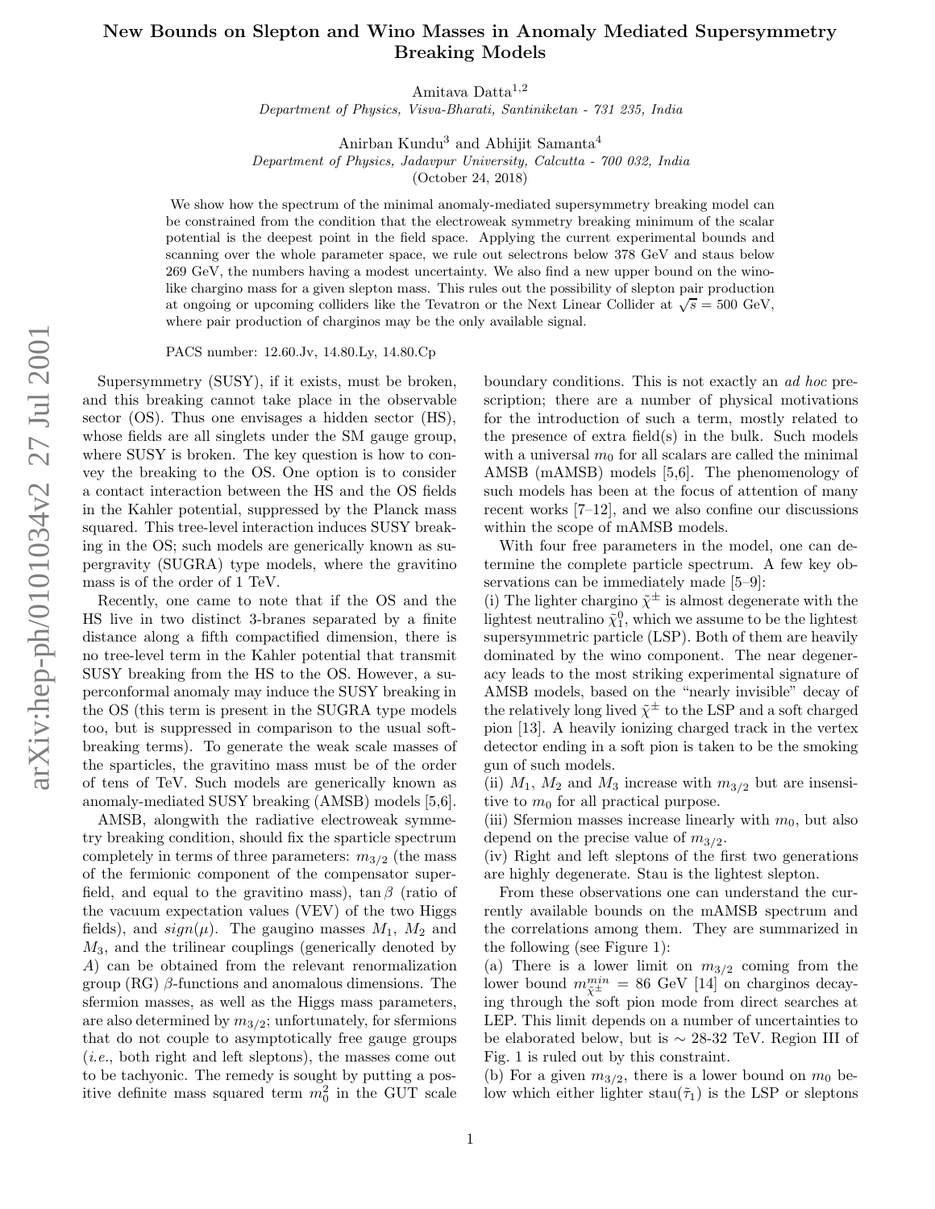# New Bounds on Slepton and Wino Masses in Anomaly Mediated Supersymmetry Breaking Models

Amitava Datta[1,2]

*Department of Physics, Visva-Bharati, Santiniketan - 731 235, India*

Anirban Kundu[3] and Abhijit Samanta[4]

*Department of Physics, Jadavpur University, Calcutta - 700 032, India*

(October 24, 2018)

We show how the spectrum of the minimal anomaly-mediated supersymmetry breaking model can be constrained from the condition that the electroweak symmetry breaking minimum of the scalar potential is the deepest point in the field space. Applying the current experimental bounds and scanning over the whole parameter space, we rule out selectrons below 378 GeV and staus below 269 GeV, the numbers having a modest uncertainty. We also find a new upper bound on the wino-like chargino mass for a given slepton mass. This rules out the possibility of slepton pair production at ongoing or upcoming colliders like the Tevatron or the Next Linear Collider at $\sqrt{s} = 500$ GeV, where pair production of charginos may be the only available signal.

PACS number: 12.60.Jv, 14.80.Ly, 14.80.Cp

Supersymmetry (SUSY), if it exists, must be broken, and this breaking cannot take place in the observable sector (OS). Thus one envisages a hidden sector (HS), whose fields are all singlets under the SM gauge group, where SUSY is broken. The key question is how to convey the breaking to the OS. One option is to consider a contact interaction between the HS and the OS fields in the Kahler potential, suppressed by the Planck mass squared. This tree-level interaction induces SUSY breaking in the OS; such models are generically known as supergravity (SUGRA) type models, where the gravitino mass is of the order of 1 TeV.

Recently, one came to note that if the OS and the HS live in two distinct 3-branes separated by a finite distance along a fifth compactified dimension, there is no tree-level term in the Kahler potential that transmit SUSY breaking from the HS to the OS. However, a superconformal anomaly may induce the SUSY breaking in the OS (this term is present in the SUGRA type models too, but is suppressed in comparison to the usual soft-breaking terms). To generate the weak scale masses of the sparticles, the gravitino mass must be of the order of tens of TeV. Such models are generically known as anomaly-mediated SUSY breaking (AMSB) models [5,6].

AMSB, alongwith the radiative electroweak symmetry breaking condition, should fix the sparticle spectrum completely in terms of three parameters: $m_{3/2}$ (the mass of the fermionic component of the compensator superfield, and equal to the gravitino mass), $\tan\beta$ (ratio of the vacuum expectation values (VEV) of the two Higgs fields), and $sign(\mu)$. The gaugino masses $M_1$, $M_2$ and $M_3$, and the trilinear couplings (generically denoted by $A$) can be obtained from the relevant renormalization group (RG) $\beta$-functions and anomalous dimensions. The sfermion masses, as well as the Higgs mass parameters, are also determined by $m_{3/2}$; unfortunately, for sfermions that do not couple to asymptotically free gauge groups (*i.e.*, both right and left sleptons), the masses come out to be tachyonic. The remedy is sought by putting a positive definite mass squared term $m_0^2$ in the GUT scale boundary conditions. This is not exactly an *ad hoc* prescription; there are a number of physical motivations for the introduction of such a term, mostly related to the presence of extra field(s) in the bulk. Such models with a universal $m_0$ for all scalars are called the minimal AMSB (mAMSB) models [5,6]. The phenomenology of such models has been at the focus of attention of many recent works [7–12], and we also confine our discussions within the scope of mAMSB models.

With four free parameters in the model, one can determine the complete particle spectrum. A few key observations can be immediately made [5–9]:

(i) The lighter chargino $\tilde{\chi}^{\pm}$ is almost degenerate with the lightest neutralino $\tilde{\chi}_1^0$, which we assume to be the lightest supersymmetric particle (LSP). Both of them are heavily dominated by the wino component. The near degeneracy leads to the most striking experimental signature of AMSB models, based on the "nearly invisible" decay of the relatively long lived $\tilde{\chi}^{\pm}$ to the LSP and a soft charged pion [13]. A heavily ionizing charged track in the vertex detector ending in a soft pion is taken to be the smoking gun of such models.

(ii) $M_1$, $M_2$ and $M_3$ increase with $m_{3/2}$ but are insensitive to $m_0$ for all practical purpose.

(iii) Sfermion masses increase linearly with $m_0$, but also depend on the precise value of $m_{3/2}$.

(iv) Right and left sleptons of the first two generations are highly degenerate. Stau is the lightest slepton.

From these observations one can understand the currently available bounds on the mAMSB spectrum and the correlations among them. They are summarized in the following (see Figure 1):

(a) There is a lower limit on $m_{3/2}$ coming from the lower bound $m_{\tilde{\chi}^{\pm}}^{min} = 86$ GeV [14] on charginos decaying through the soft pion mode from direct searches at LEP. This limit depends on a number of uncertainties to be elaborated below, but is $\sim$ 28-32 TeV. Region III of Fig. 1 is ruled out by this constraint.

(b) For a given $m_{3/2}$, there is a lower bound on $m_0$ below which either lighter stau($\tilde{\tau}_1$) is the LSP or sleptons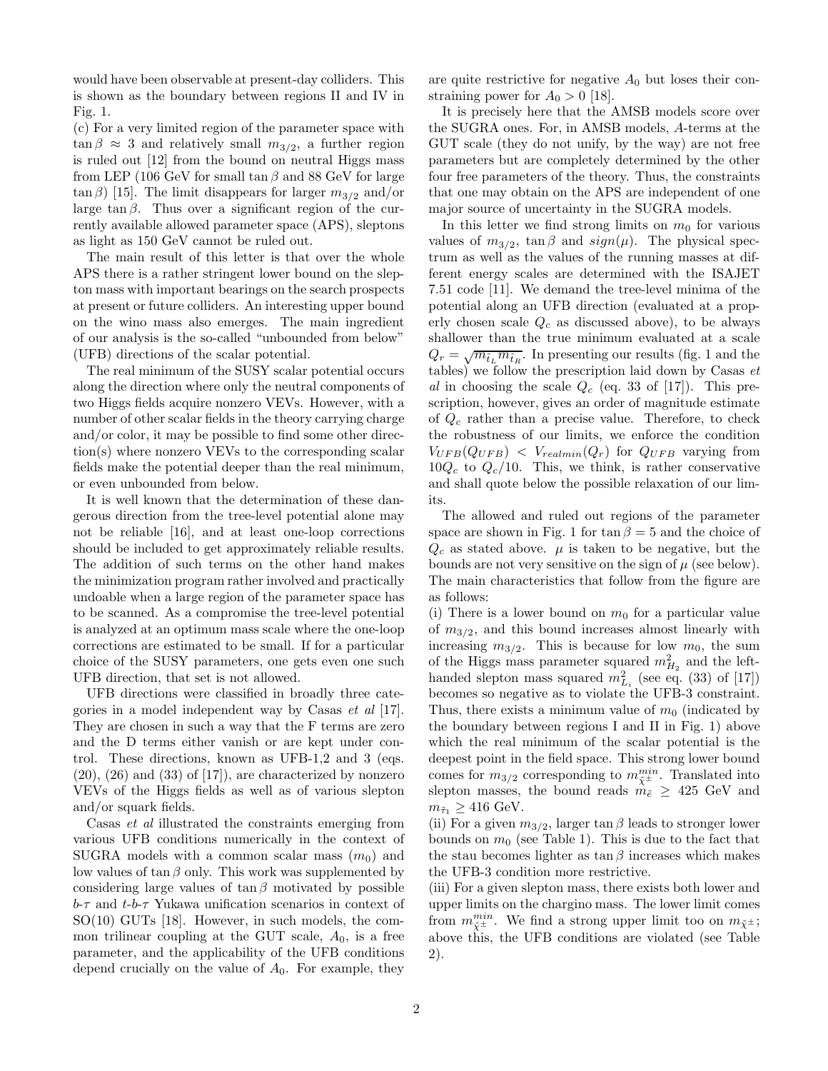would have been observable at present-day colliders. This is shown as the boundary between regions II and IV in Fig. 1.

(c) For a very limited region of the parameter space with $\tan\beta \approx 3$ and relatively small $m_{3/2}$, a further region is ruled out [12] from the bound on neutral Higgs mass from LEP (106 GeV for small $\tan\beta$ and 88 GeV for large $\tan\beta$) [15]. The limit disappears for larger $m_{3/2}$ and/or large $\tan\beta$. Thus over a significant region of the currently available allowed parameter space (APS), sleptons as light as 150 GeV cannot be ruled out.

The main result of this letter is that over the whole APS there is a rather stringent lower bound on the slepton mass with important bearings on the search prospects at present or future colliders. An interesting upper bound on the wino mass also emerges. The main ingredient of our analysis is the so-called "unbounded from below" (UFB) directions of the scalar potential.

The real minimum of the SUSY scalar potential occurs along the direction where only the neutral components of two Higgs fields acquire nonzero VEVs. However, with a number of other scalar fields in the theory carrying charge and/or color, it may be possible to find some other direction(s) where nonzero VEVs to the corresponding scalar fields make the potential deeper than the real minimum, or even unbounded from below.

It is well known that the determination of these dangerous direction from the tree-level potential alone may not be reliable [16], and at least one-loop corrections should be included to get approximately reliable results. The addition of such terms on the other hand makes the minimization program rather involved and practically undoable when a large region of the parameter space has to be scanned. As a compromise the tree-level potential is analyzed at an optimum mass scale where the one-loop corrections are estimated to be small. If for a particular choice of the SUSY parameters, one gets even one such UFB direction, that set is not allowed.

UFB directions were classified in broadly three categories in a model independent way by Casas *et al* [17]. They are chosen in such a way that the F terms are zero and the D terms either vanish or are kept under control. These directions, known as UFB-1,2 and 3 (eqs. (20), (26) and (33) of [17]), are characterized by nonzero VEVs of the Higgs fields as well as of various slepton and/or squark fields.

Casas *et al* illustrated the constraints emerging from various UFB conditions numerically in the context of SUGRA models with a common scalar mass ($m_0$) and low values of $\tan\beta$ only. This work was supplemented by considering large values of $\tan\beta$ motivated by possible $b$-$\tau$ and $t$-$b$-$\tau$ Yukawa unification scenarios in context of SO(10) GUTs [18]. However, in such models, the common trilinear coupling at the GUT scale, $A_0$, is a free parameter, and the applicability of the UFB conditions depend crucially on the value of $A_0$. For example, they are quite restrictive for negative $A_0$ but loses their constraining power for $A_0 > 0$ [18].

It is precisely here that the AMSB models score over the SUGRA ones. For, in AMSB models, $A$-terms at the GUT scale (they do not unify, by the way) are not free parameters but are completely determined by the other four free parameters of the theory. Thus, the constraints that one may obtain on the APS are independent of one major source of uncertainty in the SUGRA models.

In this letter we find strong limits on $m_0$ for various values of $m_{3/2}$, $\tan\beta$ and $sign(\mu)$. The physical spectrum as well as the values of the running masses at different energy scales are determined with the ISAJET 7.51 code [11]. We demand the tree-level minima of the potential along an UFB direction (evaluated at a properly chosen scale $Q_c$ as discussed above), to be always shallower than the true minimum evaluated at a scale $Q_r = \sqrt{m_{\tilde{t}_L} m_{\tilde{t}_R}}$. In presenting our results (fig. 1 and the tables) we follow the prescription laid down by Casas *et al* in choosing the scale $Q_c$ (eq. 33 of [17]). This prescription, however, gives an order of magnitude estimate of $Q_c$ rather than a precise value. Therefore, to check the robustness of our limits, we enforce the condition $V_{UFB}(Q_{UFB}) < V_{realmin}(Q_r)$ for $Q_{UFB}$ varying from $10Q_c$ to $Q_c/10$. This, we think, is rather conservative and shall quote below the possible relaxation of our limits.

The allowed and ruled out regions of the parameter space are shown in Fig. 1 for $\tan\beta = 5$ and the choice of $Q_c$ as stated above. $\mu$ is taken to be negative, but the bounds are not very sensitive on the sign of $\mu$ (see below). The main characteristics that follow from the figure are as follows:

(i) There is a lower bound on $m_0$ for a particular value of $m_{3/2}$, and this bound increases almost linearly with increasing $m_{3/2}$. This is because for low $m_0$, the sum of the Higgs mass parameter squared $m^2_{H_2}$ and the left-handed slepton mass squared $m^2_{L_i}$ (see eq. (33) of [17]) becomes so negative as to violate the UFB-3 constraint. Thus, there exists a minimum value of $m_0$ (indicated by the boundary between regions I and II in Fig. 1) above which the real minimum of the scalar potential is the deepest point in the field space. This strong lower bound comes for $m_{3/2}$ corresponding to $m^{min}_{\tilde{\chi}^\pm}$. Translated into slepton masses, the bound reads $m_{\tilde{e}} \geq 425$ GeV and $m_{\tilde{\tau}_1} \geq 416$ GeV.

(ii) For a given $m_{3/2}$, larger $\tan\beta$ leads to stronger lower bounds on $m_0$ (see Table 1). This is due to the fact that the stau becomes lighter as $\tan\beta$ increases which makes the UFB-3 condition more restrictive.

(iii) For a given slepton mass, there exists both lower and upper limits on the chargino mass. The lower limit comes from $m^{min}_{\tilde{\chi}^\pm}$. We find a strong upper limit too on $m_{\tilde{\chi}^\pm}$; above this, the UFB conditions are violated (see Table 2).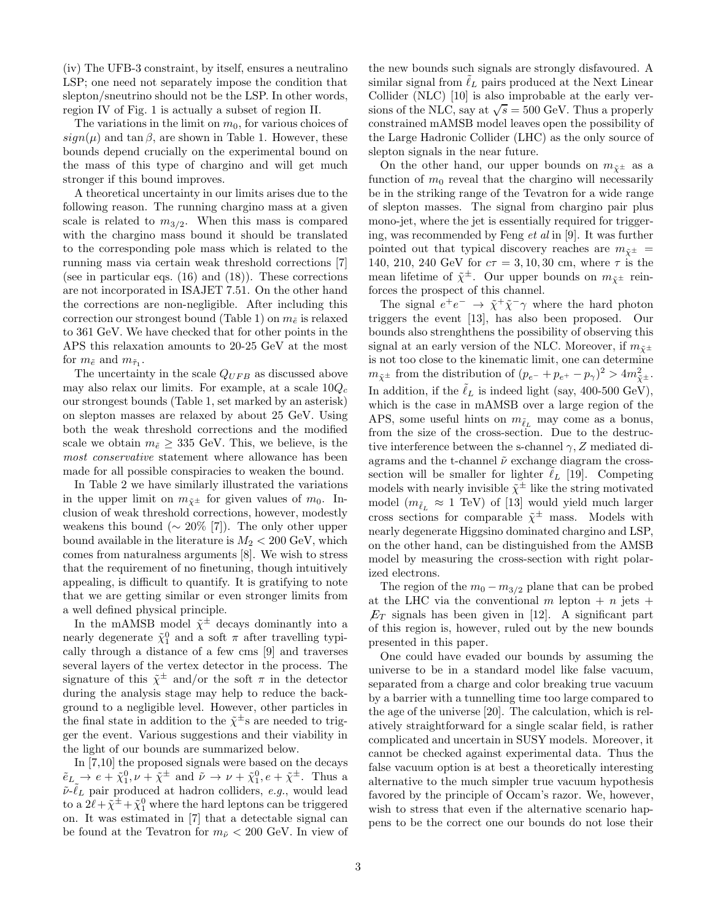(iv) The UFB-3 constraint, by itself, ensures a neutralino LSP; one need not separately impose the condition that slepton/sneutrino should not be the LSP. In other words, region IV of Fig. 1 is actually a subset of region II.

The variations in the limit on $m_0$, for various choices of $sign(\mu)$ and $\tan\beta$, are shown in Table 1. However, these bounds depend crucially on the experimental bound on the mass of this type of chargino and will get much stronger if this bound improves.

A theoretical uncertainty in our limits arises due to the following reason. The running chargino mass at a given scale is related to $m_{3/2}$. When this mass is compared with the chargino mass bound it should be translated to the corresponding pole mass which is related to the running mass via certain weak threshold corrections [7] (see in particular eqs. (16) and (18)). These corrections are not incorporated in ISAJET 7.51. On the other hand the corrections are non-negligible. After including this correction our strongest bound (Table 1) on $m_{\tilde{e}}$ is relaxed to 361 GeV. We have checked that for other points in the APS this relaxation amounts to 20-25 GeV at the most for $m_{\tilde{e}}$ and $m_{\tilde{\tau}_1}$.

The uncertainty in the scale $Q_{UFB}$ as discussed above may also relax our limits. For example, at a scale $10Q_c$ our strongest bounds (Table 1, set marked by an asterisk) on slepton masses are relaxed by about 25 GeV. Using both the weak threshold corrections and the modified scale we obtain $m_{\tilde{e}} \geq 335$ GeV. This, we believe, is the *most conservative* statement where allowance has been made for all possible conspiracies to weaken the bound.

In Table 2 we have similarly illustrated the variations in the upper limit on $m_{\tilde{\chi}^{\pm}}$ for given values of $m_0$. Inclusion of weak threshold corrections, however, modestly weakens this bound ($\sim 20\%$ [7]). The only other upper bound available in the literature is $M_2 < 200$ GeV, which comes from naturalness arguments [8]. We wish to stress that the requirement of no finetuning, though intuitively appealing, is difficult to quantify. It is gratifying to note that we are getting similar or even stronger limits from a well defined physical principle.

In the mAMSB model $\tilde{\chi}^{\pm}$ decays dominantly into a nearly degenerate $\tilde{\chi}_1^0$ and a soft $\pi$ after travelling typically through a distance of a few cms [9] and traverses several layers of the vertex detector in the process. The signature of this $\tilde{\chi}^{\pm}$ and/or the soft $\pi$ in the detector during the analysis stage may help to reduce the background to a negligible level. However, other particles in the final state in addition to the $\tilde{\chi}^{\pm}$s are needed to trigger the event. Various suggestions and their viability in the light of our bounds are summarized below.

In [7,10] the proposed signals were based on the decays $\tilde{e}_L \rightarrow e + \tilde{\chi}_1^0, \nu + \tilde{\chi}^{\pm}$ and $\tilde{\nu} \rightarrow \nu + \tilde{\chi}_1^0, e + \tilde{\chi}^{\pm}$. Thus a $\tilde{\nu}$-$\tilde{\ell}_L$ pair produced at hadron colliders, *e.g.*, would lead to a $2\ell + \tilde{\chi}^{\pm} + \tilde{\chi}_1^0$ where the hard leptons can be triggered on. It was estimated in [7] that a detectable signal can be found at the Tevatron for $m_{\tilde{\nu}} < 200$ GeV. In view of the new bounds such signals are strongly disfavoured. A similar signal from $\tilde{\ell}_L$ pairs produced at the Next Linear Collider (NLC) [10] is also improbable at the early versions of the NLC, say at $\sqrt{s} = 500$ GeV. Thus a properly constrained mAMSB model leaves open the possibility of the Large Hadronic Collider (LHC) as the only source of slepton signals in the near future.

On the other hand, our upper bounds on $m_{\tilde{\chi}^{\pm}}$ as a function of $m_0$ reveal that the chargino will necessarily be in the striking range of the Tevatron for a wide range of slepton masses. The signal from chargino pair plus mono-jet, where the jet is essentially required for triggering, was recommended by Feng *et al* in [9]. It was further pointed out that typical discovery reaches are $m_{\tilde{\chi}^{\pm}} =$ 140, 210, 240 GeV for $c\tau = 3, 10, 30$ cm, where $\tau$ is the mean lifetime of $\tilde{\chi}^{\pm}$. Our upper bounds on $m_{\tilde{\chi}^{\pm}}$ reinforces the prospect of this channel.

The signal $e^+e^- \rightarrow \tilde{\chi}^+\tilde{\chi}^-\gamma$ where the hard photon triggers the event [13], has also been proposed. Our bounds also strenghthens the possibility of observing this signal at an early version of the NLC. Moreover, if $m_{\tilde{\chi}^{\pm}}$ is not too close to the kinematic limit, one can determine $m_{\tilde{\chi}^{\pm}}$ from the distribution of $(p_{e^-} + p_{e^+} - p_{\gamma})^2 > 4m^2_{\tilde{\chi}^{\pm}}$. In addition, if the $\tilde{\ell}_L$ is indeed light (say, 400-500 GeV), which is the case in mAMSB over a large region of the APS, some useful hints on $m_{\tilde{\ell}_L}$ may come as a bonus, from the size of the cross-section. Due to the destructive interference between the s-channel $\gamma, Z$ mediated diagrams and the t-channel $\tilde{\nu}$ exchange diagram the cross-section will be smaller for lighter $\tilde{\ell}_L$ [19]. Competing models with nearly invisible $\tilde{\chi}^{\pm}$ like the string motivated model ($m_{\tilde{\ell}_L} \approx 1$ TeV) of [13] would yield much larger cross sections for comparable $\tilde{\chi}^{\pm}$ mass. Models with nearly degenerate Higgsino dominated chargino and LSP, on the other hand, can be distinguished from the AMSB model by measuring the cross-section with right polarized electrons.

The region of the $m_0 - m_{3/2}$ plane that can be probed at the LHC via the conventional $m$ lepton + $n$ jets + $\not{E}_T$ signals has been given in [12]. A significant part of this region is, however, ruled out by the new bounds presented in this paper.

One could have evaded our bounds by assuming the universe to be in a standard model like false vacuum, separated from a charge and color breaking true vacuum by a barrier with a tunnelling time too large compared to the age of the universe [20]. The calculation, which is relatively straightforward for a single scalar field, is rather complicated and uncertain in SUSY models. Moreover, it cannot be checked against experimental data. Thus the false vacuum option is at best a theoretically interesting alternative to the much simpler true vacuum hypothesis favored by the principle of Occam's razor. We, however, wish to stress that even if the alternative scenario happens to be the correct one our bounds do not lose their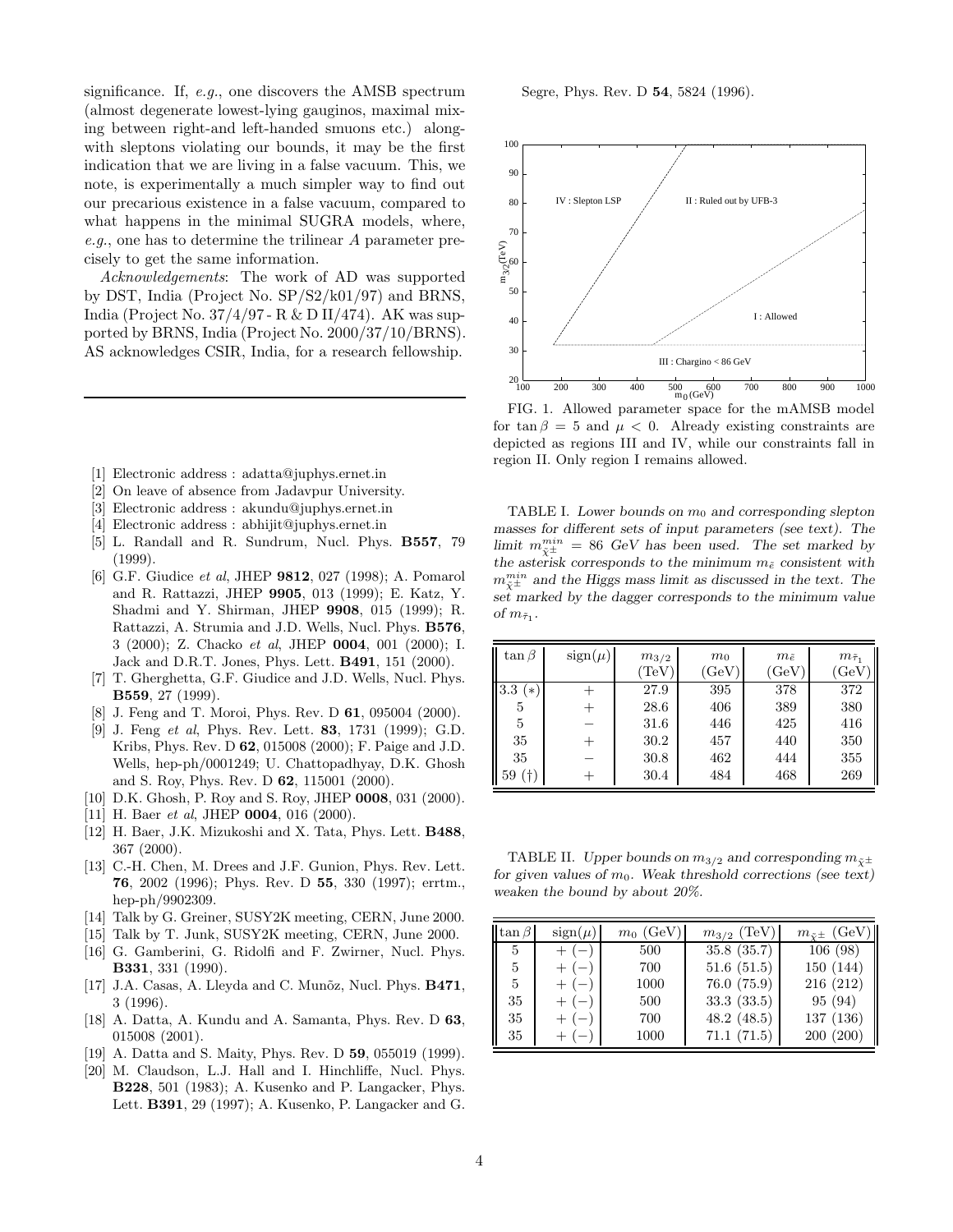significance. If, *e.g.*, one discovers the AMSB spectrum (almost degenerate lowest-lying gauginos, maximal mixing between right-and left-handed smuons etc.) alongwith sleptons violating our bounds, it may be the first indication that we are living in a false vacuum. This, we note, is experimentally a much simpler way to find out our precarious existence in a false vacuum, compared to what happens in the minimal SUGRA models, where, *e.g.*, one has to determine the trilinear $A$ parameter precisely to get the same information.

*Acknowledgements*: The work of AD was supported by DST, India (Project No. SP/S2/k01/97) and BRNS, India (Project No. 37/4/97 - R & D II/474). AK was supported by BRNS, India (Project No. 2000/37/10/BRNS). AS acknowledges CSIR, India, for a research fellowship.

---

[1] Electronic address : adatta@juphys.ernet.in

[2] On leave of absence from Jadavpur University.

[3] Electronic address : akundu@juphys.ernet.in

[4] Electronic address : abhijit@juphys.ernet.in

[5] L. Randall and R. Sundrum, Nucl. Phys. **B557**, 79 (1999).

[6] G.F. Giudice *et al*, JHEP **9812**, 027 (1998); A. Pomarol and R. Rattazzi, JHEP **9905**, 013 (1999); E. Katz, Y. Shadmi and Y. Shirman, JHEP **9908**, 015 (1999); R. Rattazzi, A. Strumia and J.D. Wells, Nucl. Phys. **B576**, 3 (2000); Z. Chacko *et al*, JHEP **0004**, 001 (2000); I. Jack and D.R.T. Jones, Phys. Lett. **B491**, 151 (2000).

[7] T. Gherghetta, G.F. Giudice and J.D. Wells, Nucl. Phys. **B559**, 27 (1999).

[8] J. Feng and T. Moroi, Phys. Rev. D **61**, 095004 (2000).

[9] J. Feng *et al*, Phys. Rev. Lett. **83**, 1731 (1999); G.D. Kribs, Phys. Rev. D **62**, 015008 (2000); F. Paige and J.D. Wells, hep-ph/0001249; U. Chattopadhyay, D.K. Ghosh and S. Roy, Phys. Rev. D **62**, 115001 (2000).

[10] D.K. Ghosh, P. Roy and S. Roy, JHEP **0008**, 031 (2000).

[11] H. Baer *et al*, JHEP **0004**, 016 (2000).

[12] H. Baer, J.K. Mizukoshi and X. Tata, Phys. Lett. **B488**, 367 (2000).

[13] C.-H. Chen, M. Drees and J.F. Gunion, Phys. Rev. Lett. **76**, 2002 (1996); Phys. Rev. D **55**, 330 (1997); errtm., hep-ph/9902309.

[14] Talk by G. Greiner, SUSY2K meeting, CERN, June 2000.

[15] Talk by T. Junk, SUSY2K meeting, CERN, June 2000.

[16] G. Gamberini, G. Ridolfi and F. Zwirner, Nucl. Phys. **B331**, 331 (1990).

[17] J.A. Casas, A. Lleyda and C. Munõz, Nucl. Phys. **B471**, 3 (1996).

[18] A. Datta, A. Kundu and A. Samanta, Phys. Rev. D **63**, 015008 (2001).

[19] A. Datta and S. Maity, Phys. Rev. D **59**, 055019 (1999).

[20] M. Claudson, L.J. Hall and I. Hinchliffe, Nucl. Phys. **B228**, 501 (1983); A. Kusenko and P. Langacker, Phys. Lett. **B391**, 29 (1997); A. Kusenko, P. Langacker and G. Segre, Phys. Rev. D **54**, 5824 (1996).

IV : Slepton LSP

II : Ruled out by UFB-3

I : Allowed

III : Chargino < 86 GeV

$m_{3/2}$(TeV)

$m_0$(GeV)

FIG. 1. Allowed parameter space for the mAMSB model for $\tan\beta = 5$ and $\mu < 0$. Already existing constraints are depicted as regions III and IV, while our constraints fall in region II. Only region I remains allowed.

TABLE I. *Lower bounds on $m_0$ and corresponding slepton masses for different sets of input parameters (see text). The limit $m_{\tilde{\chi}^\pm}^{min} = 86$ GeV has been used. The set marked by the asterisk corresponds to the minimum $m_{\tilde{e}}$ consistent with $m_{\tilde{\chi}^\pm}^{min}$ and the Higgs mass limit as discussed in the text. The set marked by the dagger corresponds to the minimum value of $m_{\tilde{\tau}_1}$.*

| $\tan\beta$ | sign($\mu$) | $m_{3/2}$ (TeV) | $m_0$ (GeV) | $m_{\tilde{e}}$ (GeV) | $m_{\tilde{\tau}_1}$ (GeV) |
|---|---|---|---|---|---|
| 3.3 (∗) | + | 27.9 | 395 | 378 | 372 |
| 5 | + | 28.6 | 406 | 389 | 380 |
| 5 | − | 31.6 | 446 | 425 | 416 |
| 35 | + | 30.2 | 457 | 440 | 350 |
| 35 | − | 30.8 | 462 | 444 | 355 |
| 59 (†) | + | 30.4 | 484 | 468 | 269 |

TABLE II. *Upper bounds on $m_{3/2}$ and corresponding $m_{\tilde{\chi}^\pm}$ for given values of $m_0$. Weak threshold corrections (see text) weaken the bound by about 20%.*

| $\tan\beta$ | sign($\mu$) | $m_0$ (GeV) | $m_{3/2}$ (TeV) | $m_{\tilde{\chi}^\pm}$ (GeV) |
|---|---|---|---|---|
| 5 | + (−) | 500 | 35.8 (35.7) | 106 (98) |
| 5 | + (−) | 700 | 51.6 (51.5) | 150 (144) |
| 5 | + (−) | 1000 | 76.0 (75.9) | 216 (212) |
| 35 | + (−) | 500 | 33.3 (33.5) | 95 (94) |
| 35 | + (−) | 700 | 48.2 (48.5) | 137 (136) |
| 35 | + (−) | 1000 | 71.1 (71.5) | 200 (200) |